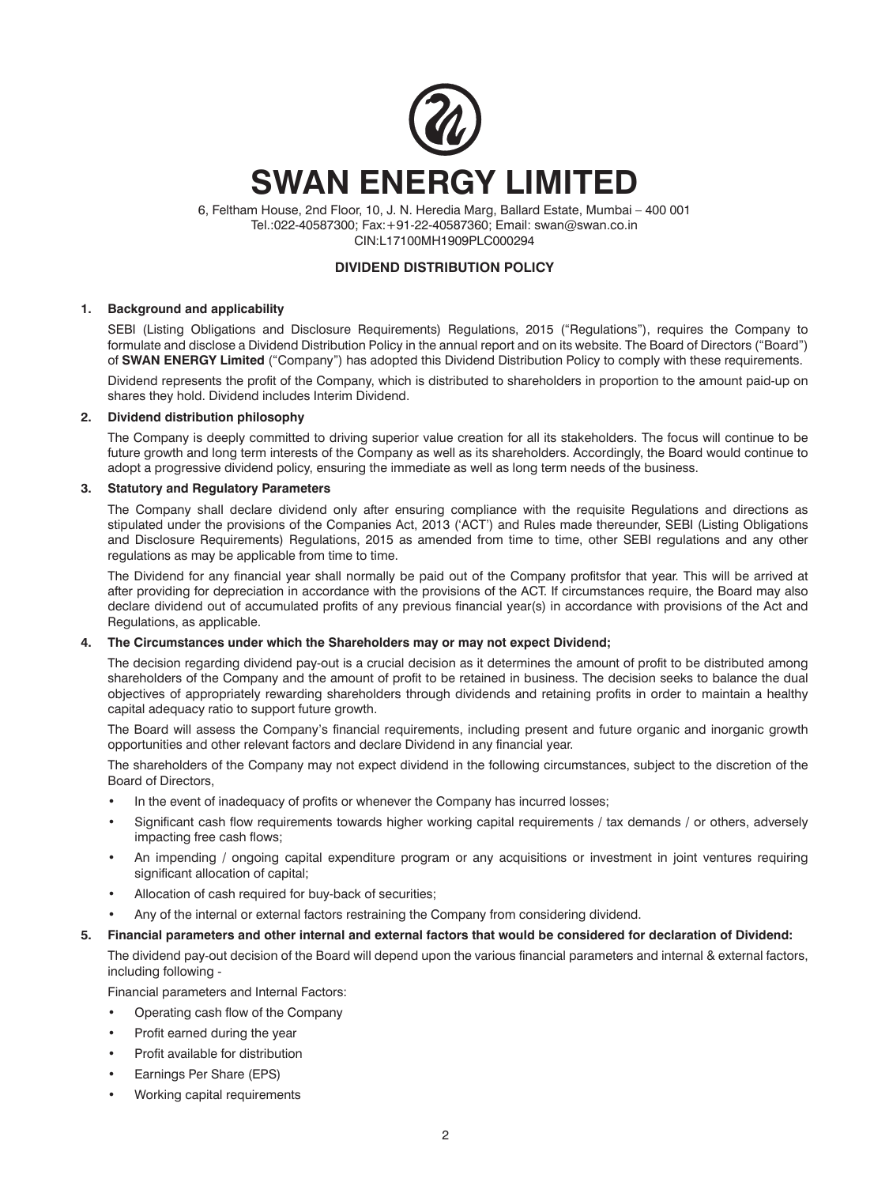# SWAN ENERGY LIMITED

6, Feltham House, 2nd Floor, 10, J. N. Heredia Marg, Ballard Estate, Mumbai – 400 001
Tel.:022-40587300; Fax:+91-22-40587360; Email: swan@swan.co.in
CIN:L17100MH1909PLC000294

## DIVIDEND DISTRIBUTION POLICY

### 1. Background and applicability

SEBI (Listing Obligations and Disclosure Requirements) Regulations, 2015 ("Regulations"), requires the Company to formulate and disclose a Dividend Distribution Policy in the annual report and on its website. The Board of Directors ("Board") of **SWAN ENERGY Limited** ("Company") has adopted this Dividend Distribution Policy to comply with these requirements.

Dividend represents the profit of the Company, which is distributed to shareholders in proportion to the amount paid-up on shares they hold. Dividend includes Interim Dividend.

### 2. Dividend distribution philosophy

The Company is deeply committed to driving superior value creation for all its stakeholders. The focus will continue to be future growth and long term interests of the Company as well as its shareholders. Accordingly, the Board would continue to adopt a progressive dividend policy, ensuring the immediate as well as long term needs of the business.

### 3. Statutory and Regulatory Parameters

The Company shall declare dividend only after ensuring compliance with the requisite Regulations and directions as stipulated under the provisions of the Companies Act, 2013 ('ACT') and Rules made thereunder, SEBI (Listing Obligations and Disclosure Requirements) Regulations, 2015 as amended from time to time, other SEBI regulations and any other regulations as may be applicable from time to time.

The Dividend for any financial year shall normally be paid out of the Company profitsfor that year. This will be arrived at after providing for depreciation in accordance with the provisions of the ACT. If circumstances require, the Board may also declare dividend out of accumulated profits of any previous financial year(s) in accordance with provisions of the Act and Regulations, as applicable.

### 4. The Circumstances under which the Shareholders may or may not expect Dividend;

The decision regarding dividend pay-out is a crucial decision as it determines the amount of profit to be distributed among shareholders of the Company and the amount of profit to be retained in business. The decision seeks to balance the dual objectives of appropriately rewarding shareholders through dividends and retaining profits in order to maintain a healthy capital adequacy ratio to support future growth.

The Board will assess the Company's financial requirements, including present and future organic and inorganic growth opportunities and other relevant factors and declare Dividend in any financial year.

The shareholders of the Company may not expect dividend in the following circumstances, subject to the discretion of the Board of Directors,

- In the event of inadequacy of profits or whenever the Company has incurred losses;
- Significant cash flow requirements towards higher working capital requirements / tax demands / or others, adversely impacting free cash flows;
- An impending / ongoing capital expenditure program or any acquisitions or investment in joint ventures requiring significant allocation of capital;
- Allocation of cash required for buy-back of securities;
- Any of the internal or external factors restraining the Company from considering dividend.

### 5. Financial parameters and other internal and external factors that would be considered for declaration of Dividend:

The dividend pay-out decision of the Board will depend upon the various financial parameters and internal & external factors, including following -

Financial parameters and Internal Factors:

- Operating cash flow of the Company
- Profit earned during the year
- Profit available for distribution
- Earnings Per Share (EPS)
- Working capital requirements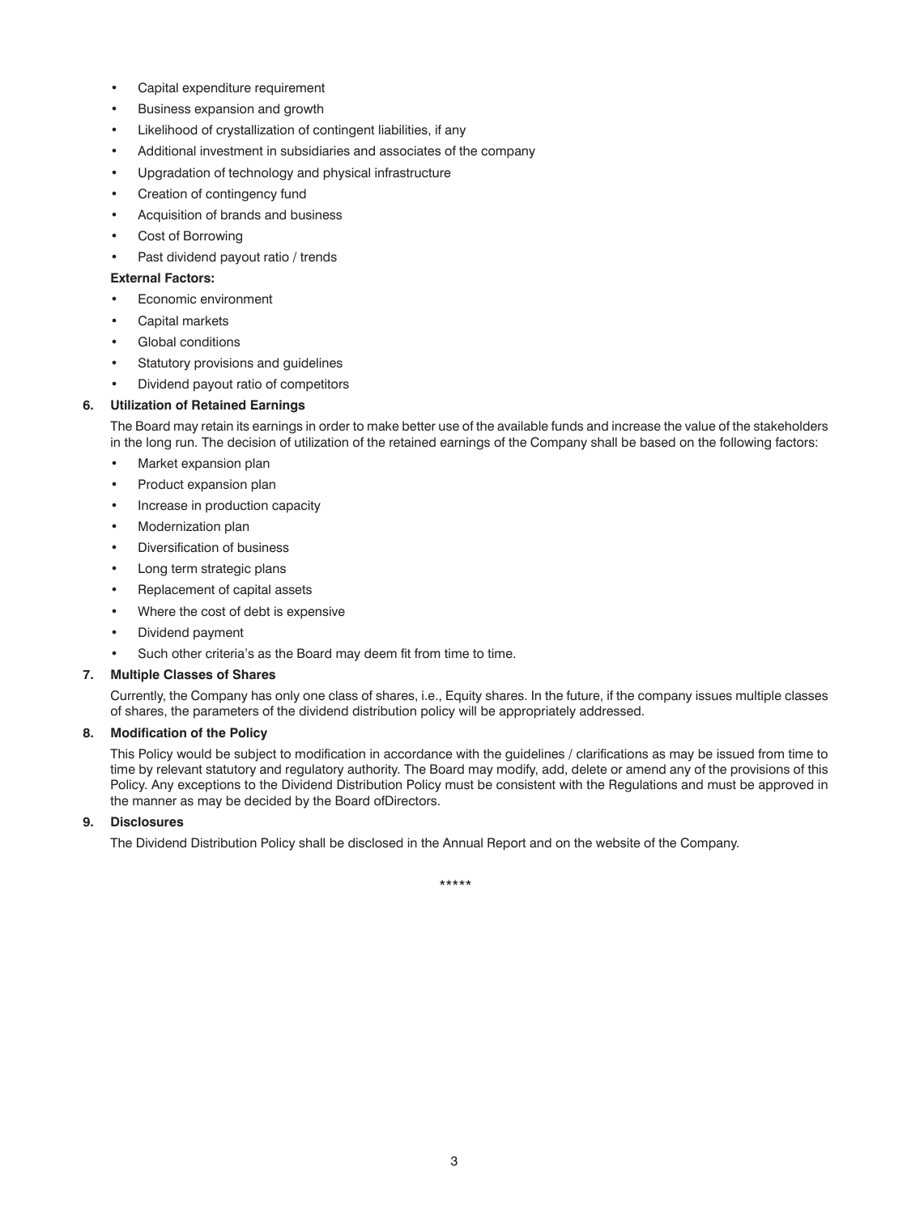- Capital expenditure requirement
- Business expansion and growth
- Likelihood of crystallization of contingent liabilities, if any
- Additional investment in subsidiaries and associates of the company
- Upgradation of technology and physical infrastructure
- Creation of contingency fund
- Acquisition of brands and business
- Cost of Borrowing
- Past dividend payout ratio / trends

**External Factors:**

- Economic environment
- Capital markets
- Global conditions
- Statutory provisions and guidelines
- Dividend payout ratio of competitors

**6. Utilization of Retained Earnings**

The Board may retain its earnings in order to make better use of the available funds and increase the value of the stakeholders in the long run. The decision of utilization of the retained earnings of the Company shall be based on the following factors:

- Market expansion plan
- Product expansion plan
- Increase in production capacity
- Modernization plan
- Diversification of business
- Long term strategic plans
- Replacement of capital assets
- Where the cost of debt is expensive
- Dividend payment
- Such other criteria's as the Board may deem fit from time to time.

**7. Multiple Classes of Shares**

Currently, the Company has only one class of shares, i.e., Equity shares. In the future, if the company issues multiple classes of shares, the parameters of the dividend distribution policy will be appropriately addressed.

**8. Modification of the Policy**

This Policy would be subject to modification in accordance with the guidelines / clarifications as may be issued from time to time by relevant statutory and regulatory authority. The Board may modify, add, delete or amend any of the provisions of this Policy. Any exceptions to the Dividend Distribution Policy must be consistent with the Regulations and must be approved in the manner as may be decided by the Board ofDirectors.

**9. Disclosures**

The Dividend Distribution Policy shall be disclosed in the Annual Report and on the website of the Company.

*****